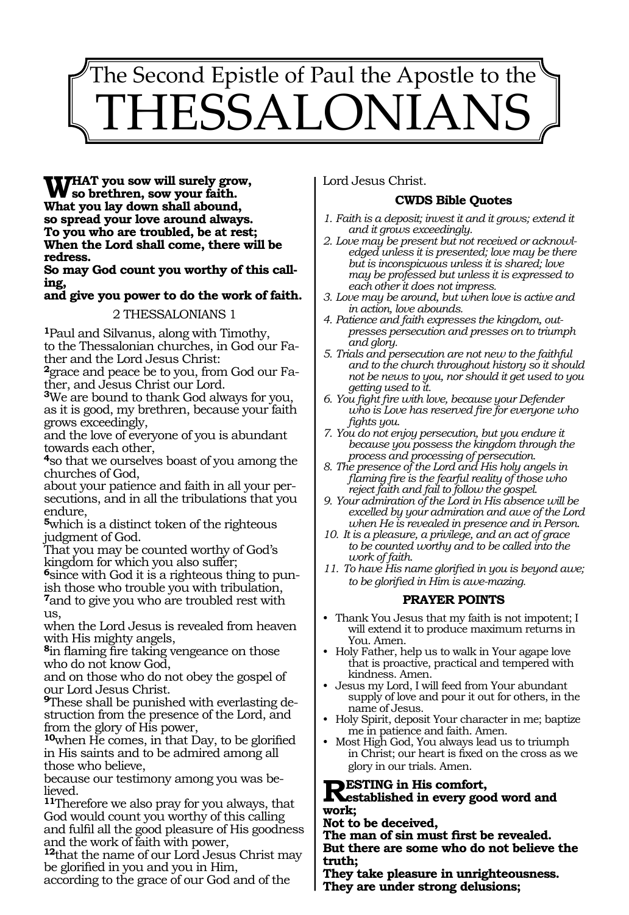# The Second Epistle of Paul the Apostle to the THESSALONIANS

**WHAT you sow will surely grow,**
**so brethren, sow your faith.**
**What you lay down shall abound,**
**so spread your love around always.**
**To you who are troubled, be at rest;**
**When the Lord shall come, there will be redress.**
**So may God count you worthy of this calling,**
**and give you power to do the work of faith.**

## 2 THESSALONIANS 1

[1]Paul and Silvanus, along with Timothy,
to the Thessalonian churches, in God our Father and the Lord Jesus Christ:
[2]grace and peace be to you, from God our Father, and Jesus Christ our Lord.
[3]We are bound to thank God always for you,
as it is good, my brethren, because your faith grows exceedingly,
and the love of everyone of you is abundant towards each other,
[4]so that we ourselves boast of you among the churches of God,
about your patience and faith in all your persecutions, and in all the tribulations that you endure,
[5]which is a distinct token of the righteous judgment of God.
That you may be counted worthy of God's kingdom for which you also suffer;
[6]since with God it is a righteous thing to punish those who trouble you with tribulation,
[7]and to give you who are troubled rest with us,
when the Lord Jesus is revealed from heaven with His mighty angels,
[8]in flaming fire taking vengeance on those who do not know God,
and on those who do not obey the gospel of our Lord Jesus Christ.
[9]These shall be punished with everlasting destruction from the presence of the Lord, and from the glory of His power,
[10]when He comes, in that Day, to be glorified in His saints and to be admired among all those who believe,
because our testimony among you was believed.
[11]Therefore we also pray for you always, that God would count you worthy of this calling and fulfil all the good pleasure of His goodness and the work of faith with power,
[12]that the name of our Lord Jesus Christ may be glorified in you and you in Him,
according to the grace of our God and of the Lord Jesus Christ.

### CWDS Bible Quotes

*1. Faith is a deposit; invest it and it grows; extend it and it grows exceedingly.*
*2. Love may be present but not received or acknowledged unless it is presented; love may be there but is inconspicuous unless it is shared; love may be professed but unless it is expressed to each other it does not impress.*
*3. Love may be around, but when love is active and in action, love abounds.*
*4. Patience and faith expresses the kingdom, outpresses persecution and presses on to triumph and glory.*
*5. Trials and persecution are not new to the faithful and to the church throughout history so it should not be news to you, nor should it get used to you getting used to it.*
*6. You fight fire with love, because your Defender who is Love has reserved fire for everyone who fights you.*
*7. You do not enjoy persecution, but you endure it because you possess the kingdom through the process and processing of persecution.*
*8. The presence of the Lord and His holy angels in flaming fire is the fearful reality of those who reject faith and fail to follow the gospel.*
*9. Your admiration of the Lord in His absence will be excelled by your admiration and awe of the Lord when He is revealed in presence and in Person.*
*10. It is a pleasure, a privilege, and an act of grace to be counted worthy and to be called into the work of faith.*
*11. To have His name glorified in you is beyond awe; to be glorified in Him is awe-mazing.*

### PRAYER POINTS

- Thank You Jesus that my faith is not impotent; I will extend it to produce maximum returns in You. Amen.
- Holy Father, help us to walk in Your agape love that is proactive, practical and tempered with kindness. Amen.
- Jesus my Lord, I will feed from Your abundant supply of love and pour it out for others, in the name of Jesus.
- Holy Spirit, deposit Your character in me; baptize me in patience and faith. Amen.
- Most High God, You always lead us to triumph in Christ; our heart is fixed on the cross as we glory in our trials. Amen.

**RESTING in His comfort,**
**established in every good word and work;**
**Not to be deceived,**
**The man of sin must first be revealed.**
**But there are some who do not believe the truth;**
**They take pleasure in unrighteousness.**
**They are under strong delusions;**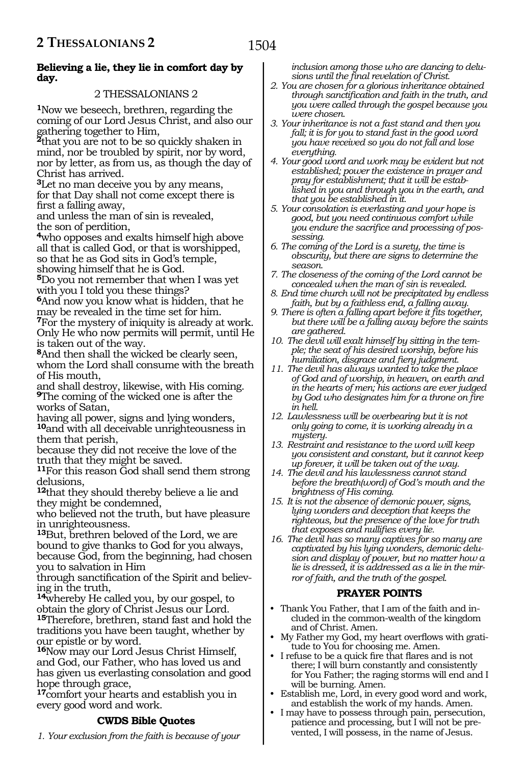**Believing a lie, they lie in comfort day by day.**

2 THESSALONIANS 2

**1**Now we beseech, brethren, regarding the coming of our Lord Jesus Christ, and also our gathering together to Him,
**2**that you are not to be so quickly shaken in mind, nor be troubled by spirit, nor by word, nor by letter, as from us, as though the day of Christ has arrived.
**3**Let no man deceive you by any means, for that Day shall not come except there is first a falling away,
and unless the man of sin is revealed, the son of perdition,
**4**who opposes and exalts himself high above all that is called God, or that is worshipped, so that he as God sits in God's temple, showing himself that he is God.
**5**Do you not remember that when I was yet with you I told you these things?
**6**And now you know what is hidden, that he may be revealed in the time set for him.
**7**For the mystery of iniquity is already at work. Only He who now permits will permit, until He is taken out of the way.
**8**And then shall the wicked be clearly seen, whom the Lord shall consume with the breath of His mouth,
and shall destroy, likewise, with His coming.
**9**The coming of the wicked one is after the works of Satan,
having all power, signs and lying wonders,
**10**and with all deceivable unrighteousness in them that perish,
because they did not receive the love of the truth that they might be saved.
**11**For this reason God shall send them strong delusions,
**12**that they should thereby believe a lie and they might be condemned,
who believed not the truth, but have pleasure in unrighteousness.
**13**But, brethren beloved of the Lord, we are bound to give thanks to God for you always, because God, from the beginning, had chosen you to salvation in Him
through sanctification of the Spirit and believing in the truth,
**14**whereby He called you, by our gospel, to obtain the glory of Christ Jesus our Lord.
**15**Therefore, brethren, stand fast and hold the traditions you have been taught, whether by our epistle or by word.
**16**Now may our Lord Jesus Christ Himself, and God, our Father, who has loved us and has given us everlasting consolation and good hope through grace,
**17**comfort your hearts and establish you in every good word and work.

### CWDS Bible Quotes

1. *Your exclusion from the faith is because of your inclusion among those who are dancing to delusions until the final revelation of Christ.*
2. *You are chosen for a glorious inheritance obtained through sanctification and faith in the truth, and you were called through the gospel because you were chosen.*
3. *Your inheritance is not a fast stand and then you fall; it is for you to stand fast in the good word you have received so you do not fall and lose everything.*
4. *Your good word and work may be evident but not established; power the existence in prayer and pray for establishment; that it will be established in you and through you in the earth, and that you be established in it.*
5. *Your consolation is everlasting and your hope is good, but you need continuous comfort while you endure the sacrifice and processing of possessing.*
6. *The coming of the Lord is a surety, the time is obscurity, but there are signs to determine the season.*
7. *The closeness of the coming of the Lord cannot be concealed when the man of sin is revealed.*
8. *End time church will not be precipitated by endless faith, but by a faithless end, a falling away.*
9. *There is often a falling apart before it fits together, but there will be a falling away before the saints are gathered.*
10. *The devil will exalt himself by sitting in the temple; the seat of his desired worship, before his humiliation, disgrace and fiery judgment.*
11. *The devil has always wanted to take the place of God and of worship, in heaven, on earth and in the hearts of men; his actions are ever judged by God who designates him for a throne on fire in hell.*
12. *Lawlessness will be overbearing but it is not only going to come, it is working already in a mystery.*
13. *Restraint and resistance to the word will keep you consistent and constant, but it cannot keep up forever, it will be taken out of the way.*
14. *The devil and his lawlessness cannot stand before the breath(word) of God's mouth and the brightness of His coming.*
15. *It is not the absence of demonic power, signs, lying wonders and deception that keeps the righteous, but the presence of the love for truth that exposes and nullifies every lie.*
16. *The devil has so many captives for so many are captivated by his lying wonders, demonic delusion and display of power, but no matter how a lie is dressed, it is addressed as a lie in the mirror of faith, and the truth of the gospel.*

### PRAYER POINTS

- Thank You Father, that I am of the faith and included in the common-wealth of the kingdom and of Christ. Amen.
- My Father my God, my heart overflows with gratitude to You for choosing me. Amen.
- I refuse to be a quick fire that flares and is not there; I will burn constantly and consistently for You Father; the raging storms will end and I will be burning. Amen.
- Establish me, Lord, in every good word and work, and establish the work of my hands. Amen.
- I may have to possess through pain, persecution, patience and processing, but I will not be prevented, I will possess, in the name of Jesus.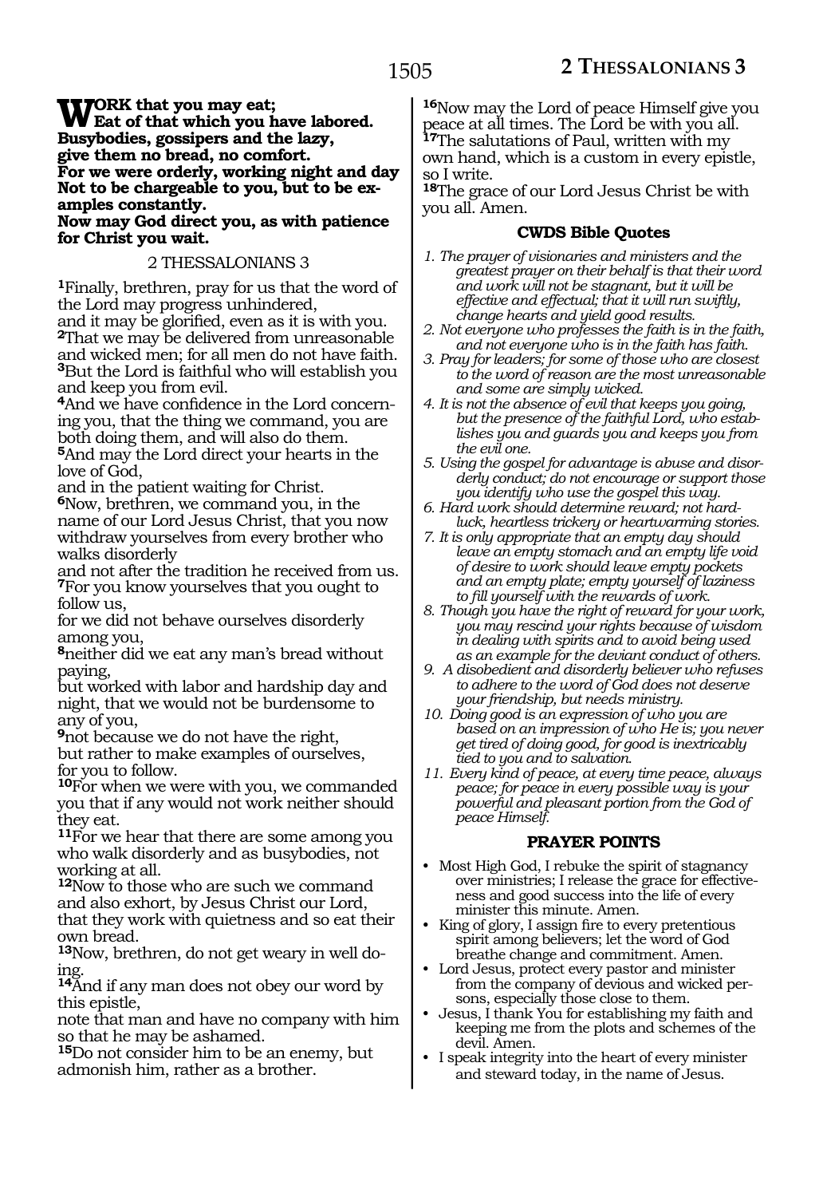**WORK that you may eat;**
**Eat of that which you have labored.**
**Busybodies, gossipers and the lazy,**
**give them no bread, no comfort.**
**For we were orderly, working night and day**
**Not to be chargeable to you, but to be examples constantly.**
**Now may God direct you, as with patience for Christ you wait.**

## 2 THESSALONIANS 3

[1]Finally, brethren, pray for us that the word of the Lord may progress unhindered,
and it may be glorified, even as it is with you.
[2]That we may be delivered from unreasonable and wicked men; for all men do not have faith.
[3]But the Lord is faithful who will establish you and keep you from evil.
[4]And we have confidence in the Lord concerning you, that the thing we command, you are both doing them, and will also do them.
[5]And may the Lord direct your hearts in the love of God,
and in the patient waiting for Christ.
[6]Now, brethren, we command you, in the name of our Lord Jesus Christ, that you now withdraw yourselves from every brother who walks disorderly
and not after the tradition he received from us.
[7]For you know yourselves that you ought to follow us,
for we did not behave ourselves disorderly among you,
[8]neither did we eat any man's bread without paying,
but worked with labor and hardship day and night, that we would not be burdensome to any of you,
[9]not because we do not have the right,
but rather to make examples of ourselves,
for you to follow.
[10]For when we were with you, we commanded you that if any would not work neither should they eat.
[11]For we hear that there are some among you who walk disorderly and as busybodies, not working at all.
[12]Now to those who are such we command and also exhort, by Jesus Christ our Lord, that they work with quietness and so eat their own bread.
[13]Now, brethren, do not get weary in well doing.
[14]And if any man does not obey our word by this epistle,
note that man and have no company with him so that he may be ashamed.
[15]Do not consider him to be an enemy, but admonish him, rather as a brother.
[16]Now may the Lord of peace Himself give you peace at all times. The Lord be with you all.
[17]The salutations of Paul, written with my own hand, which is a custom in every epistle, so I write.
[18]The grace of our Lord Jesus Christ be with you all. Amen.

### CWDS Bible Quotes

1. *The prayer of visionaries and ministers and the greatest prayer on their behalf is that their word and work will not be stagnant, but it will be effective and effectual; that it will run swiftly, change hearts and yield good results.*
2. *Not everyone who professes the faith is in the faith, and not everyone who is in the faith has faith.*
3. *Pray for leaders; for some of those who are closest to the word of reason are the most unreasonable and some are simply wicked.*
4. *It is not the absence of evil that keeps you going, but the presence of the faithful Lord, who establishes you and guards you and keeps you from the evil one.*
5. *Using the gospel for advantage is abuse and disorderly conduct; do not encourage or support those you identify who use the gospel this way.*
6. *Hard work should determine reward; not hard-luck, heartless trickery or heartwarming stories.*
7. *It is only appropriate that an empty day should leave an empty stomach and an empty life void of desire to work should leave empty pockets and an empty plate; empty yourself of laziness to fill yourself with the rewards of work.*
8. *Though you have the right of reward for your work, you may rescind your rights because of wisdom in dealing with spirits and to avoid being used as an example for the deviant conduct of others.*
9. *A disobedient and disorderly believer who refuses to adhere to the word of God does not deserve your friendship, but needs ministry.*
10. *Doing good is an expression of who you are based on an impression of who He is; you never get tired of doing good, for good is inextricably tied to you and to salvation.*
11. *Every kind of peace, at every time peace, always peace; for peace in every possible way is your powerful and pleasant portion from the God of peace Himself.*

### PRAYER POINTS

- Most High God, I rebuke the spirit of stagnancy over ministries; I release the grace for effectiveness and good success into the life of every minister this minute. Amen.
- King of glory, I assign fire to every pretentious spirit among believers; let the word of God breathe change and commitment. Amen.
- Lord Jesus, protect every pastor and minister from the company of devious and wicked persons, especially those close to them.
- Jesus, I thank You for establishing my faith and keeping me from the plots and schemes of the devil. Amen.
- I speak integrity into the heart of every minister and steward today, in the name of Jesus.